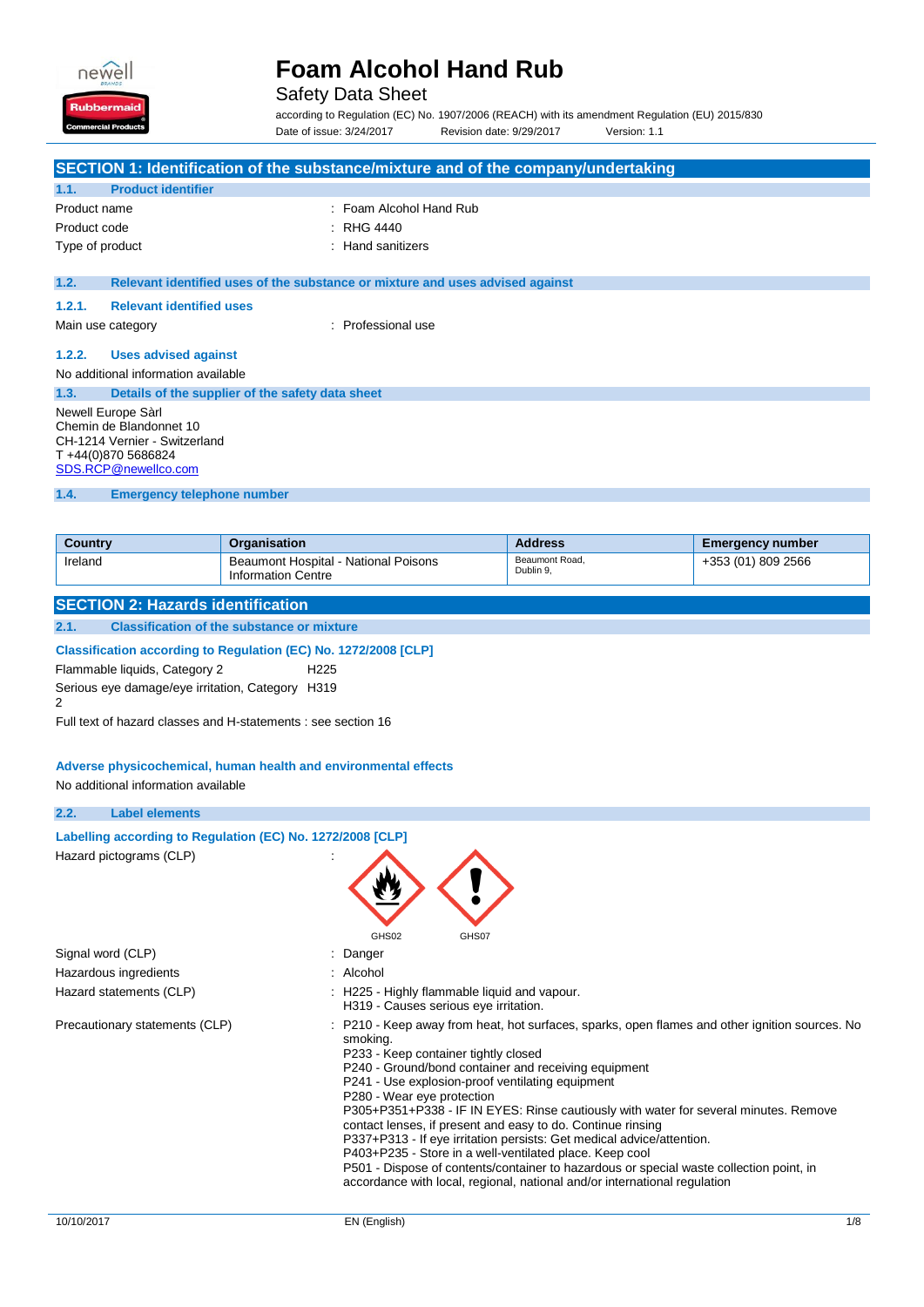# Foam Alcohol Hand Rub

Safety Data Sheet

according to Regulation (EC) No. 1907/2006 (REACH) with its amendment Regulation (EU) 2015/830

Date of issue: 3/24/2017 Revision date: 9/29/2017 Version: 1.1

## SECTION 1: Identification of the substance/mixture and of the company/undertaking

### 1.1. Product identifier

Product name : Foam Alcohol Hand Rub

Product code : RHG 4440

Type of product : Hand sanitizers

### 1.2. Relevant identified uses of the substance or mixture and uses advised against

#### 1.2.1. Relevant identified uses

Main use category : Professional use

#### 1.2.2. Uses advised against

No additional information available

### 1.3. Details of the supplier of the safety data sheet

Newell Europe Sàrl
Chemin de Blandonnet 10
CH-1214 Vernier - Switzerland
T +44(0)870 5686824
SDS.RCP@newellco.com

### 1.4. Emergency telephone number

| Country | Organisation | Address | Emergency number |
|---|---|---|---|
| Ireland | Beaumont Hospital - National Poisons Information Centre | Beaumont Road, Dublin 9, | +353 (01) 809 2566 |

## SECTION 2: Hazards identification

### 2.1. Classification of the substance or mixture

**Classification according to Regulation (EC) No. 1272/2008 [CLP]**

Flammable liquids, Category 2 H225

Serious eye damage/eye irritation, Category 2 H319

Full text of hazard classes and H-statements : see section 16

**Adverse physicochemical, human health and environmental effects**

No additional information available

### 2.2. Label elements

**Labelling according to Regulation (EC) No. 1272/2008 [CLP]**

Hazard pictograms (CLP) : GHS02 GHS07

Signal word (CLP) : Danger

Hazardous ingredients : Alcohol

Hazard statements (CLP) : H225 - Highly flammable liquid and vapour.
H319 - Causes serious eye irritation.

Precautionary statements (CLP) : P210 - Keep away from heat, hot surfaces, sparks, open flames and other ignition sources. No smoking.
P233 - Keep container tightly closed
P240 - Ground/bond container and receiving equipment
P241 - Use explosion-proof ventilating equipment
P280 - Wear eye protection
P305+P351+P338 - IF IN EYES: Rinse cautiously with water for several minutes. Remove contact lenses, if present and easy to do. Continue rinsing
P337+P313 - If eye irritation persists: Get medical advice/attention.
P403+P235 - Store in a well-ventilated place. Keep cool
P501 - Dispose of contents/container to hazardous or special waste collection point, in accordance with local, regional, national and/or international regulation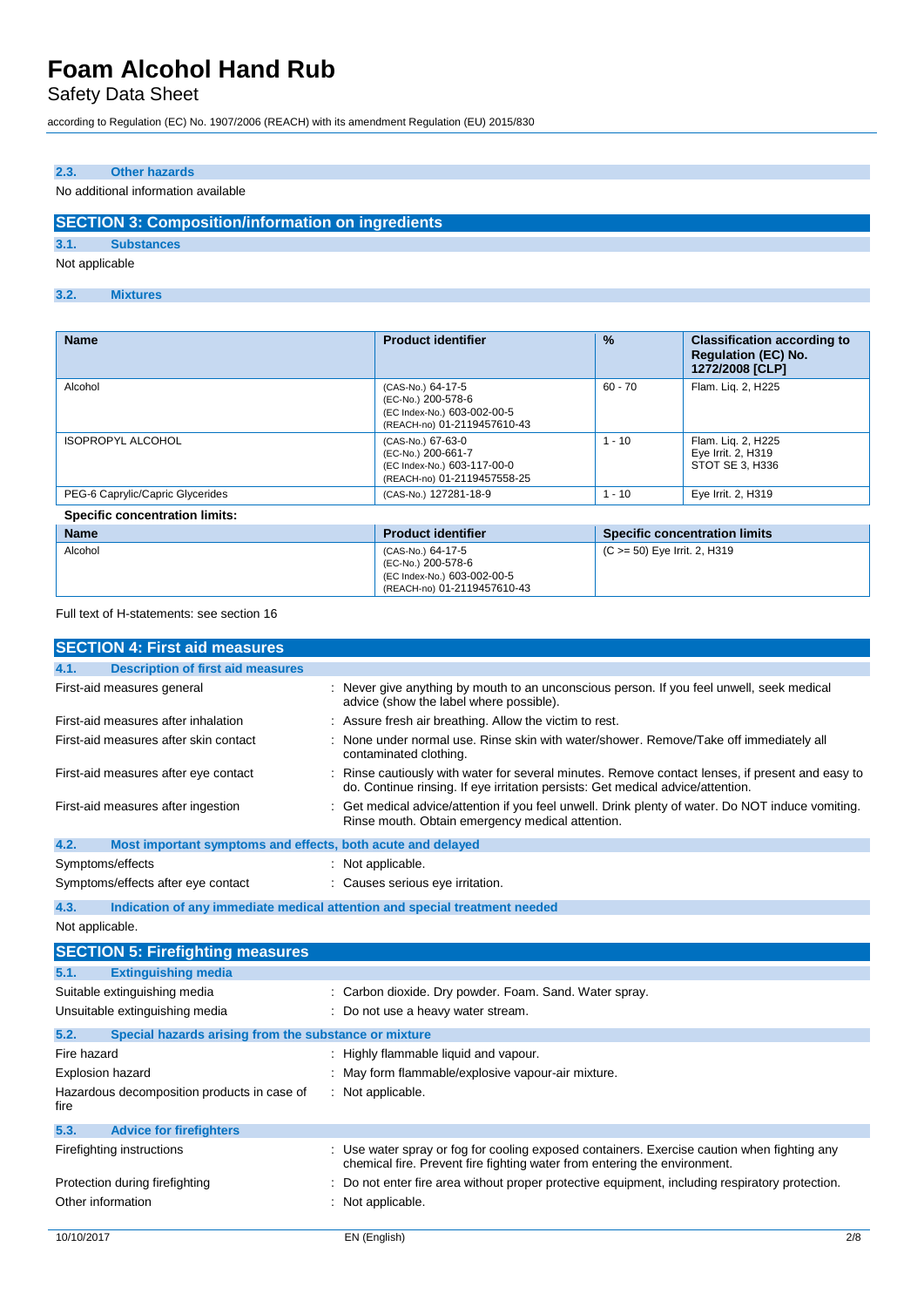#### 2.3. Other hazards

No additional information available

## SECTION 3: Composition/information on ingredients

### 3.1. Substances

Not applicable

### 3.2. Mixtures

| Name | Product identifier | % | Classification according to Regulation (EC) No. 1272/2008 [CLP] |
|---|---|---|---|
| Alcohol | (CAS-No.) 64-17-5<br>(EC-No.) 200-578-6<br>(EC Index-No.) 603-002-00-5<br>(REACH-no) 01-2119457610-43 | 60 - 70 | Flam. Liq. 2, H225 |
| ISOPROPYL ALCOHOL | (CAS-No.) 67-63-0<br>(EC-No.) 200-661-7<br>(EC Index-No.) 603-117-00-0<br>(REACH-no) 01-2119457558-25 | 1 - 10 | Flam. Liq. 2, H225<br>Eye Irrit. 2, H319<br>STOT SE 3, H336 |
| PEG-6 Caprylic/Capric Glycerides | (CAS-No.) 127281-18-9 | 1 - 10 | Eye Irrit. 2, H319 |

**Specific concentration limits:**

| Name | Product identifier | Specific concentration limits |
|---|---|---|
| Alcohol | (CAS-No.) 64-17-5<br>(EC-No.) 200-578-6<br>(EC Index-No.) 603-002-00-5<br>(REACH-no) 01-2119457610-43 | (C >= 50) Eye Irrit. 2, H319 |

Full text of H-statements: see section 16

## SECTION 4: First aid measures

### 4.1. Description of first aid measures

- First-aid measures general : Never give anything by mouth to an unconscious person. If you feel unwell, seek medical advice (show the label where possible).
- First-aid measures after inhalation : Assure fresh air breathing. Allow the victim to rest.
- First-aid measures after skin contact : None under normal use. Rinse skin with water/shower. Remove/Take off immediately all contaminated clothing.
- First-aid measures after eye contact : Rinse cautiously with water for several minutes. Remove contact lenses, if present and easy to do. Continue rinsing. If eye irritation persists: Get medical advice/attention.
- First-aid measures after ingestion : Get medical advice/attention if you feel unwell. Drink plenty of water. Do NOT induce vomiting. Rinse mouth. Obtain emergency medical attention.

### 4.2. Most important symptoms and effects, both acute and delayed

- Symptoms/effects : Not applicable.
- Symptoms/effects after eye contact : Causes serious eye irritation.

### 4.3. Indication of any immediate medical attention and special treatment needed

Not applicable.

## SECTION 5: Firefighting measures

### 5.1. Extinguishing media

- Suitable extinguishing media : Carbon dioxide. Dry powder. Foam. Sand. Water spray.
- Unsuitable extinguishing media : Do not use a heavy water stream.

### 5.2. Special hazards arising from the substance or mixture

- Fire hazard : Highly flammable liquid and vapour.
- Explosion hazard : May form flammable/explosive vapour-air mixture.
- Hazardous decomposition products in case of fire : Not applicable.

### 5.3. Advice for firefighters

- Firefighting instructions : Use water spray or fog for cooling exposed containers. Exercise caution when fighting any chemical fire. Prevent fire fighting water from entering the environment.
- Protection during firefighting : Do not enter fire area without proper protective equipment, including respiratory protection.
- Other information : Not applicable.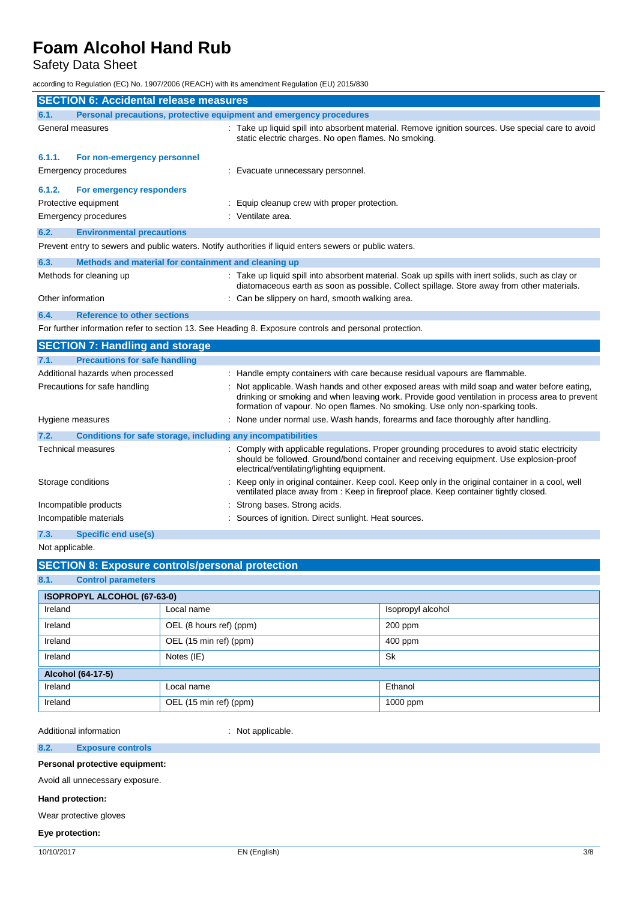## SECTION 6: Accidental release measures

### 6.1. Personal precautions, protective equipment and emergency procedures

General measures : Take up liquid spill into absorbent material. Remove ignition sources. Use special care to avoid static electric charges. No open flames. No smoking.

#### 6.1.1. For non-emergency personnel

Emergency procedures : Evacuate unnecessary personnel.

#### 6.1.2. For emergency responders

Protective equipment : Equip cleanup crew with proper protection.

Emergency procedures : Ventilate area.

### 6.2. Environmental precautions

Prevent entry to sewers and public waters. Notify authorities if liquid enters sewers or public waters.

### 6.3. Methods and material for containment and cleaning up

Methods for cleaning up : Take up liquid spill into absorbent material. Soak up spills with inert solids, such as clay or diatomaceous earth as soon as possible. Collect spillage. Store away from other materials.

Other information : Can be slippery on hard, smooth walking area.

### 6.4. Reference to other sections

For further information refer to section 13. See Heading 8. Exposure controls and personal protection.

## SECTION 7: Handling and storage

### 7.1. Precautions for safe handling

Additional hazards when processed : Handle empty containers with care because residual vapours are flammable.

Precautions for safe handling : Not applicable. Wash hands and other exposed areas with mild soap and water before eating, drinking or smoking and when leaving work. Provide good ventilation in process area to prevent formation of vapour. No open flames. No smoking. Use only non-sparking tools.

Hygiene measures : None under normal use. Wash hands, forearms and face thoroughly after handling.

### 7.2. Conditions for safe storage, including any incompatibilities

Technical measures : Comply with applicable regulations. Proper grounding procedures to avoid static electricity should be followed. Ground/bond container and receiving equipment. Use explosion-proof electrical/ventilating/lighting equipment.

Storage conditions : Keep only in original container. Keep cool. Keep only in the original container in a cool, well ventilated place away from : Keep in fireproof place. Keep container tightly closed.

Incompatible products : Strong bases. Strong acids.

Incompatible materials : Sources of ignition. Direct sunlight. Heat sources.

### 7.3. Specific end use(s)

Not applicable.

## SECTION 8: Exposure controls/personal protection

### 8.1. Control parameters

| ISOPROPYL ALCOHOL (67-63-0) | | |
|---|---|---|
| Ireland | Local name | Isopropyl alcohol |
| Ireland | OEL (8 hours ref) (ppm) | 200 ppm |
| Ireland | OEL (15 min ref) (ppm) | 400 ppm |
| Ireland | Notes (IE) | Sk |
| **Alcohol (64-17-5)** | | |
| Ireland | Local name | Ethanol |
| Ireland | OEL (15 min ref) (ppm) | 1000 ppm |

Additional information : Not applicable.

### 8.2. Exposure controls

**Personal protective equipment:**

Avoid all unnecessary exposure.

**Hand protection:**

Wear protective gloves

**Eye protection:**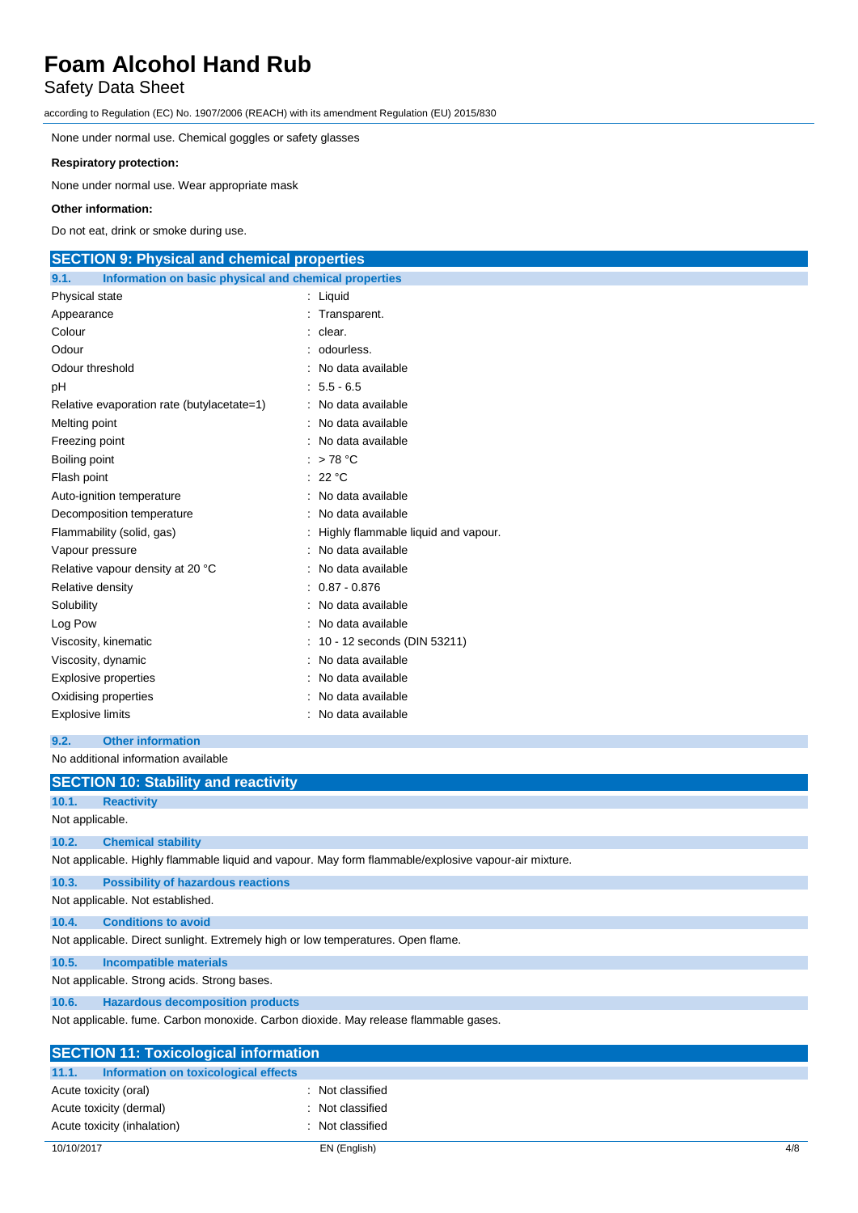None under normal use. Chemical goggles or safety glasses

**Respiratory protection:**

None under normal use. Wear appropriate mask

**Other information:**

Do not eat, drink or smoke during use.

## SECTION 9: Physical and chemical properties

### 9.1. Information on basic physical and chemical properties

| Property | Value |
|---|---|
| Physical state | : Liquid |
| Appearance | : Transparent. |
| Colour | : clear. |
| Odour | : odourless. |
| Odour threshold | : No data available |
| pH | : 5.5 - 6.5 |
| Relative evaporation rate (butylacetate=1) | : No data available |
| Melting point | : No data available |
| Freezing point | : No data available |
| Boiling point | : > 78 °C |
| Flash point | : 22 °C |
| Auto-ignition temperature | : No data available |
| Decomposition temperature | : No data available |
| Flammability (solid, gas) | : Highly flammable liquid and vapour. |
| Vapour pressure | : No data available |
| Relative vapour density at 20 °C | : No data available |
| Relative density | : 0.87 - 0.876 |
| Solubility | : No data available |
| Log Pow | : No data available |
| Viscosity, kinematic | : 10 - 12 seconds (DIN 53211) |
| Viscosity, dynamic | : No data available |
| Explosive properties | : No data available |
| Oxidising properties | : No data available |
| Explosive limits | : No data available |

### 9.2. Other information

No additional information available

## SECTION 10: Stability and reactivity

### 10.1. Reactivity

Not applicable.

### 10.2. Chemical stability

Not applicable. Highly flammable liquid and vapour. May form flammable/explosive vapour-air mixture.

### 10.3. Possibility of hazardous reactions

Not applicable. Not established.

### 10.4. Conditions to avoid

Not applicable. Direct sunlight. Extremely high or low temperatures. Open flame.

### 10.5. Incompatible materials

Not applicable. Strong acids. Strong bases.

### 10.6. Hazardous decomposition products

Not applicable. fume. Carbon monoxide. Carbon dioxide. May release flammable gases.

## SECTION 11: Toxicological information

### 11.1. Information on toxicological effects

| Property | Value |
|---|---|
| Acute toxicity (oral) | : Not classified |
| Acute toxicity (dermal) | : Not classified |
| Acute toxicity (inhalation) | : Not classified |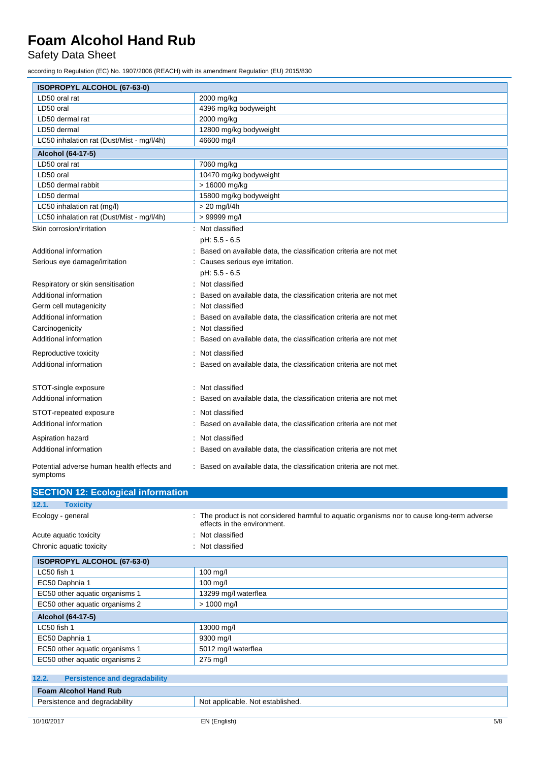| ISOPROPYL ALCOHOL (67-63-0) | |
|---|---|
| LD50 oral rat | 2000 mg/kg |
| LD50 oral | 4396 mg/kg bodyweight |
| LD50 dermal rat | 2000 mg/kg |
| LD50 dermal | 12800 mg/kg bodyweight |
| LC50 inhalation rat (Dust/Mist - mg/l/4h) | 46600 mg/l |

| Alcohol (64-17-5) | |
|---|---|
| LD50 oral rat | 7060 mg/kg |
| LD50 oral | 10470 mg/kg bodyweight |
| LD50 dermal rabbit | > 16000 mg/kg |
| LD50 dermal | 15800 mg/kg bodyweight |
| LC50 inhalation rat (mg/l) | > 20 mg/l/4h |
| LC50 inhalation rat (Dust/Mist - mg/l/4h) | > 99999 mg/l |

Skin corrosion/irritation : Not classified
pH: 5.5 - 6.5

Additional information : Based on available data, the classification criteria are not met

Serious eye damage/irritation : Causes serious eye irritation.
pH: 5.5 - 6.5

Respiratory or skin sensitisation : Not classified

Additional information : Based on available data, the classification criteria are not met

Germ cell mutagenicity : Not classified

Additional information : Based on available data, the classification criteria are not met

Carcinogenicity : Not classified

Additional information : Based on available data, the classification criteria are not met

Reproductive toxicity : Not classified

Additional information : Based on available data, the classification criteria are not met

STOT-single exposure : Not classified

Additional information : Based on available data, the classification criteria are not met

STOT-repeated exposure : Not classified

Additional information : Based on available data, the classification criteria are not met

Aspiration hazard : Not classified

Additional information : Based on available data, the classification criteria are not met

Potential adverse human health effects and symptoms : Based on available data, the classification criteria are not met.

## SECTION 12: Ecological information

### 12.1. Toxicity

Ecology - general : The product is not considered harmful to aquatic organisms nor to cause long-term adverse effects in the environment.

Acute aquatic toxicity : Not classified

Chronic aquatic toxicity : Not classified

| ISOPROPYL ALCOHOL (67-63-0) | |
|---|---|
| LC50 fish 1 | 100 mg/l |
| EC50 Daphnia 1 | 100 mg/l |
| EC50 other aquatic organisms 1 | 13299 mg/l waterflea |
| EC50 other aquatic organisms 2 | > 1000 mg/l |

| Alcohol (64-17-5) | |
|---|---|
| LC50 fish 1 | 13000 mg/l |
| EC50 Daphnia 1 | 9300 mg/l |
| EC50 other aquatic organisms 1 | 5012 mg/l waterflea |
| EC50 other aquatic organisms 2 | 275 mg/l |

### 12.2. Persistence and degradability

| Foam Alcohol Hand Rub | |
|---|---|
| Persistence and degradability | Not applicable. Not established. |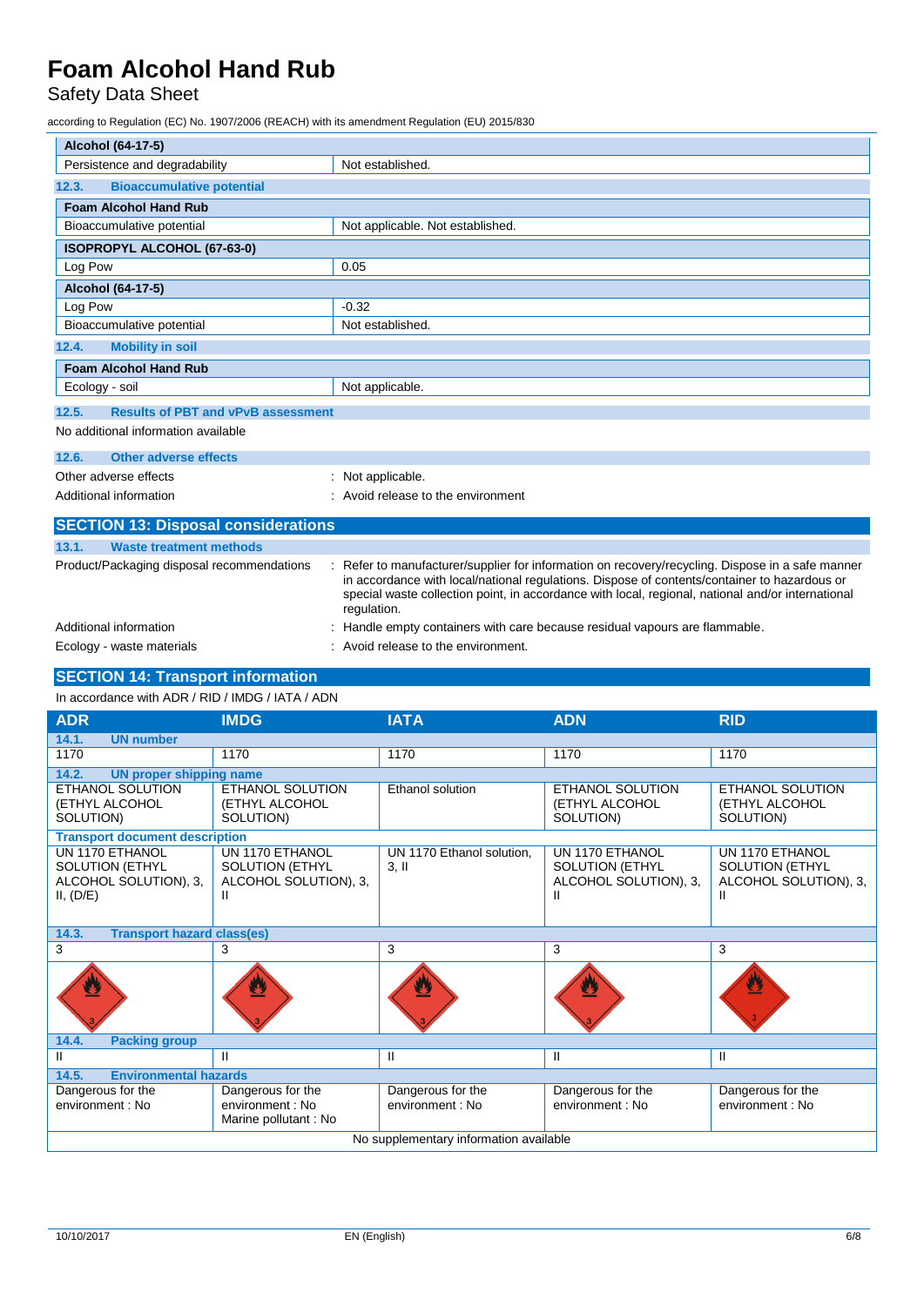| Alcohol (64-17-5) | |
|---|---|
| Persistence and degradability | Not established. |

### 12.3. Bioaccumulative potential

| Foam Alcohol Hand Rub | |
|---|---|
| Bioaccumulative potential | Not applicable. Not established. |
| **ISOPROPYL ALCOHOL (67-63-0)** | |
| Log Pow | 0.05 |
| **Alcohol (64-17-5)** | |
| Log Pow | -0.32 |
| Bioaccumulative potential | Not established. |

### 12.4. Mobility in soil

| Foam Alcohol Hand Rub | |
|---|---|
| Ecology - soil | Not applicable. |

### 12.5. Results of PBT and vPvB assessment

No additional information available

### 12.6. Other adverse effects

Other adverse effects : Not applicable.

Additional information : Avoid release to the environment

## SECTION 13: Disposal considerations

### 13.1. Waste treatment methods

Product/Packaging disposal recommendations : Refer to manufacturer/supplier for information on recovery/recycling. Dispose in a safe manner in accordance with local/national regulations. Dispose of contents/container to hazardous or special waste collection point, in accordance with local, regional, national and/or international regulation.

Additional information : Handle empty containers with care because residual vapours are flammable.

Ecology - waste materials : Avoid release to the environment.

## SECTION 14: Transport information

In accordance with ADR / RID / IMDG / IATA / ADN

| ADR | IMDG | IATA | ADN | RID |
|---|---|---|---|---|
| **14.1. UN number** | | | | |
| 1170 | 1170 | 1170 | 1170 | 1170 |
| **14.2. UN proper shipping name** | | | | |
| ETHANOL SOLUTION (ETHYL ALCOHOL SOLUTION) | ETHANOL SOLUTION (ETHYL ALCOHOL SOLUTION) | Ethanol solution | ETHANOL SOLUTION (ETHYL ALCOHOL SOLUTION) | ETHANOL SOLUTION (ETHYL ALCOHOL SOLUTION) |
| **Transport document description** | | | | |
| UN 1170 ETHANOL SOLUTION (ETHYL ALCOHOL SOLUTION), 3, II, (D/E) | UN 1170 ETHANOL SOLUTION (ETHYL ALCOHOL SOLUTION), 3, II | UN 1170 Ethanol solution, 3, II | UN 1170 ETHANOL SOLUTION (ETHYL ALCOHOL SOLUTION), 3, II | UN 1170 ETHANOL SOLUTION (ETHYL ALCOHOL SOLUTION), 3, II |
| **14.3. Transport hazard class(es)** | | | | |
| 3 | 3 | 3 | 3 | 3 |
| **14.4. Packing group** | | | | |
| II | II | II | II | II |
| **14.5. Environmental hazards** | | | | |
| Dangerous for the environment : No | Dangerous for the environment : No<br>Marine pollutant : No | Dangerous for the environment : No | Dangerous for the environment : No | Dangerous for the environment : No |
| No supplementary information available | | | | |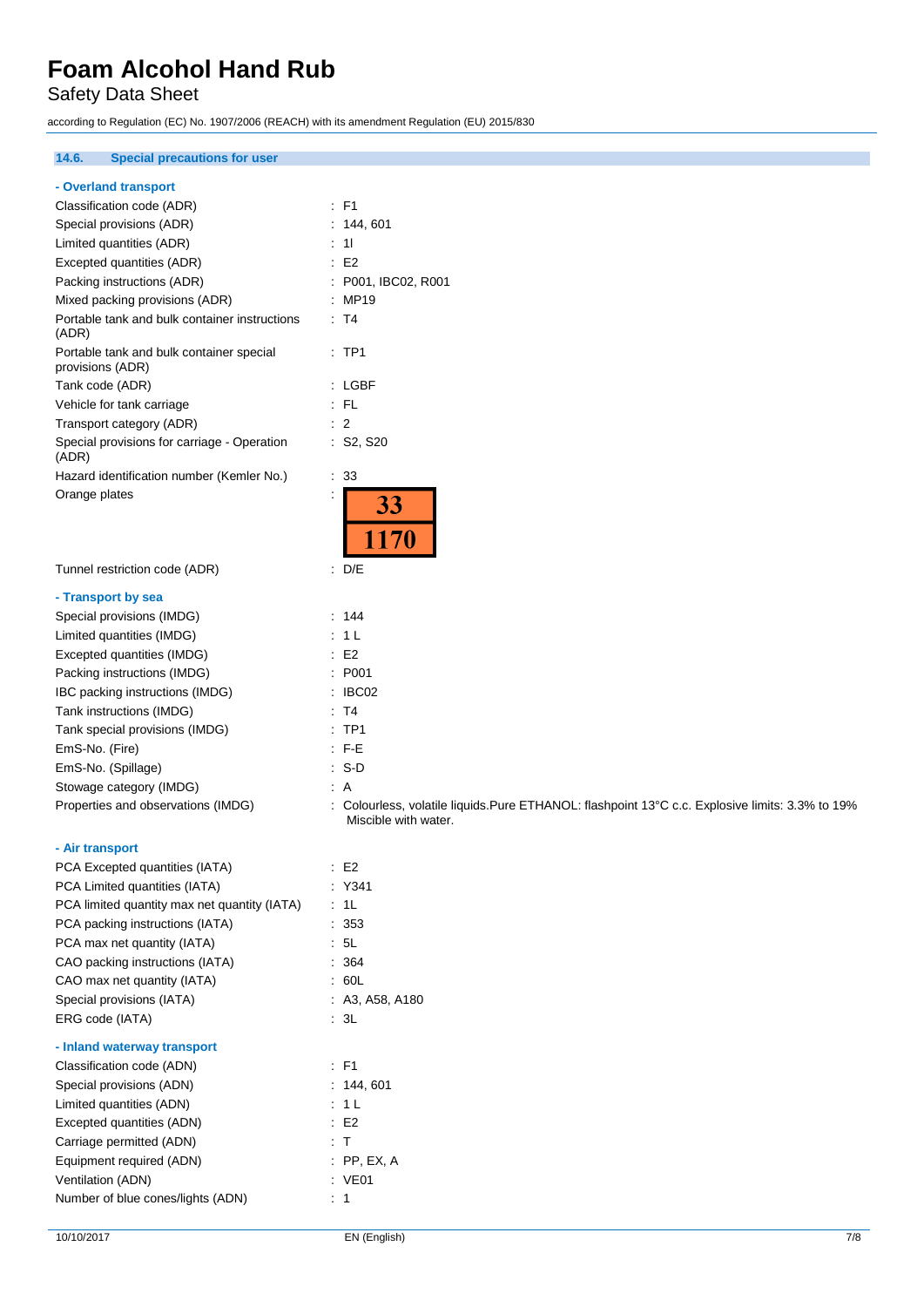### 14.6. Special precautions for user

**- Overland transport**

| | |
|---|---|
| Classification code (ADR) | : F1 |
| Special provisions (ADR) | : 144, 601 |
| Limited quantities (ADR) | : 1l |
| Excepted quantities (ADR) | : E2 |
| Packing instructions (ADR) | : P001, IBC02, R001 |
| Mixed packing provisions (ADR) | : MP19 |
| Portable tank and bulk container instructions (ADR) | : T4 |
| Portable tank and bulk container special provisions (ADR) | : TP1 |
| Tank code (ADR) | : LGBF |
| Vehicle for tank carriage | : FL |
| Transport category (ADR) | : 2 |
| Special provisions for carriage - Operation (ADR) | : S2, S20 |
| Hazard identification number (Kemler No.) | : 33 |
| Orange plates | : 33 / 1170 |
| Tunnel restriction code (ADR) | : D/E |

**- Transport by sea**

| | |
|---|---|
| Special provisions (IMDG) | : 144 |
| Limited quantities (IMDG) | : 1 L |
| Excepted quantities (IMDG) | : E2 |
| Packing instructions (IMDG) | : P001 |
| IBC packing instructions (IMDG) | : IBC02 |
| Tank instructions (IMDG) | : T4 |
| Tank special provisions (IMDG) | : TP1 |
| EmS-No. (Fire) | : F-E |
| EmS-No. (Spillage) | : S-D |
| Stowage category (IMDG) | : A |
| Properties and observations (IMDG) | : Colourless, volatile liquids.Pure ETHANOL: flashpoint 13°C c.c. Explosive limits: 3.3% to 19% Miscible with water. |

**- Air transport**

| | |
|---|---|
| PCA Excepted quantities (IATA) | : E2 |
| PCA Limited quantities (IATA) | : Y341 |
| PCA limited quantity max net quantity (IATA) | : 1L |
| PCA packing instructions (IATA) | : 353 |
| PCA max net quantity (IATA) | : 5L |
| CAO packing instructions (IATA) | : 364 |
| CAO max net quantity (IATA) | : 60L |
| Special provisions (IATA) | : A3, A58, A180 |
| ERG code (IATA) | : 3L |

**- Inland waterway transport**

| | |
|---|---|
| Classification code (ADN) | : F1 |
| Special provisions (ADN) | : 144, 601 |
| Limited quantities (ADN) | : 1 L |
| Excepted quantities (ADN) | : E2 |
| Carriage permitted (ADN) | : T |
| Equipment required (ADN) | : PP, EX, A |
| Ventilation (ADN) | : VE01 |
| Number of blue cones/lights (ADN) | : 1 |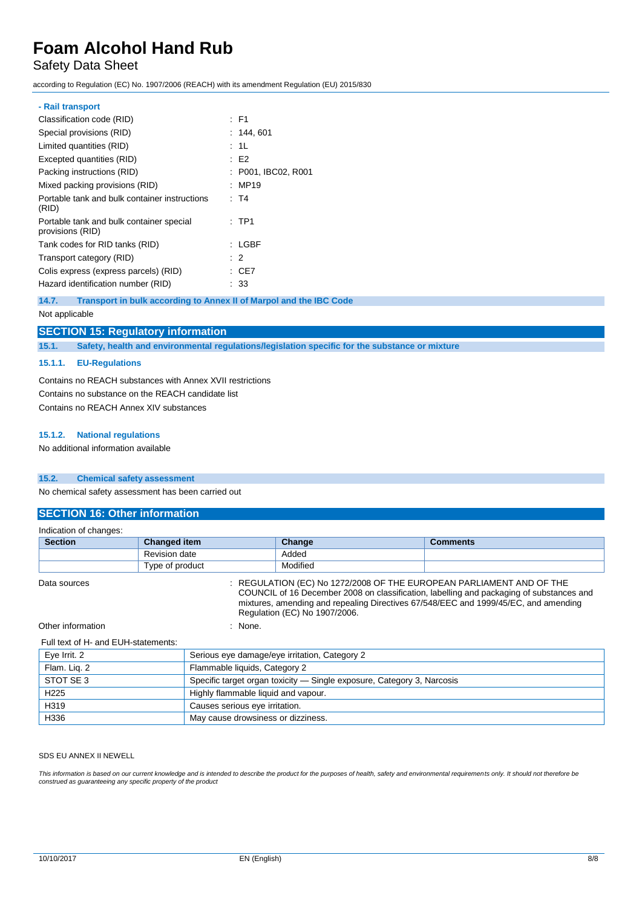**- Rail transport**

| | |
|---|---|
| Classification code (RID) | : F1 |
| Special provisions (RID) | : 144, 601 |
| Limited quantities (RID) | : 1L |
| Excepted quantities (RID) | : E2 |
| Packing instructions (RID) | : P001, IBC02, R001 |
| Mixed packing provisions (RID) | : MP19 |
| Portable tank and bulk container instructions (RID) | : T4 |
| Portable tank and bulk container special provisions (RID) | : TP1 |
| Tank codes for RID tanks (RID) | : LGBF |
| Transport category (RID) | : 2 |
| Colis express (express parcels) (RID) | : CE7 |
| Hazard identification number (RID) | : 33 |

### 14.7. Transport in bulk according to Annex II of Marpol and the IBC Code

Not applicable

## SECTION 15: Regulatory information

### 15.1. Safety, health and environmental regulations/legislation specific for the substance or mixture

#### 15.1.1. EU-Regulations

Contains no REACH substances with Annex XVII restrictions

Contains no substance on the REACH candidate list

Contains no REACH Annex XIV substances

#### 15.1.2. National regulations

No additional information available

### 15.2. Chemical safety assessment

No chemical safety assessment has been carried out

## SECTION 16: Other information

Indication of changes:

| Section | Changed item | Change | Comments |
|---|---|---|---|
| | Revision date | Added | |
| | Type of product | Modified | |

Data sources : REGULATION (EC) No 1272/2008 OF THE EUROPEAN PARLIAMENT AND OF THE COUNCIL of 16 December 2008 on classification, labelling and packaging of substances and mixtures, amending and repealing Directives 67/548/EEC and 1999/45/EC, and amending Regulation (EC) No 1907/2006.

Other information : None.

Full text of H- and EUH-statements:

| | |
|---|---|
| Eye Irrit. 2 | Serious eye damage/eye irritation, Category 2 |
| Flam. Liq. 2 | Flammable liquids, Category 2 |
| STOT SE 3 | Specific target organ toxicity — Single exposure, Category 3, Narcosis |
| H225 | Highly flammable liquid and vapour. |
| H319 | Causes serious eye irritation. |
| H336 | May cause drowsiness or dizziness. |

SDS EU ANNEX II NEWELL

*This information is based on our current knowledge and is intended to describe the product for the purposes of health, safety and environmental requirements only. It should not therefore be construed as guaranteeing any specific property of the product*